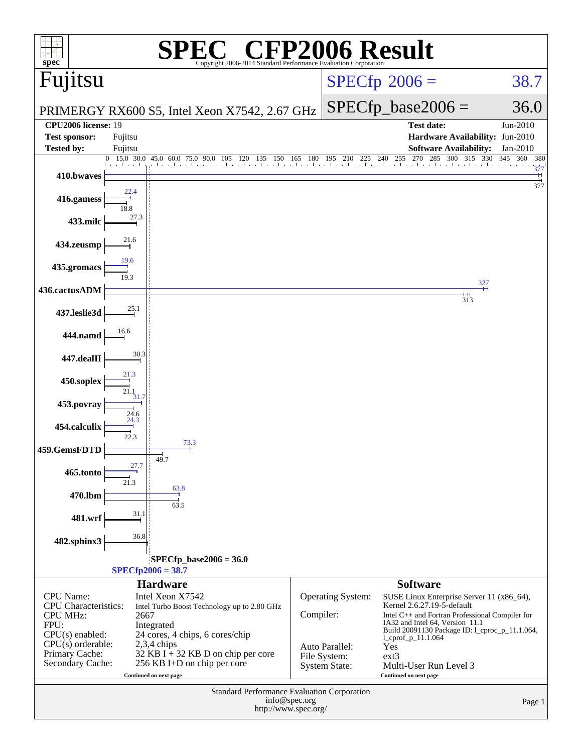# SPEC CFP2006 Result

Copyright 2006-2014 Standard Performance Evaluation Corporation

## Fujitsu

PRIMERGY RX600 S5, Intel Xeon X7542, 2.67 GHz

SPECfp 2006 = 38.7

SPECfp_base2006 = 36.0

| | | | |
|---|---|---|---|
| **CPU2006 license:** | 19 | **Test date:** | Jun-2010 |
| **Test sponsor:** | Fujitsu | **Hardware Availability:** | Jun-2010 |
| **Tested by:** | Fujitsu | **Software Availability:** | Jan-2010 |

| Benchmark | Peak | Base |
|---|---|---|
| 410.bwaves | 377 | 377 |
| 416.gamess | 22.4 | 18.8 |
| 433.milc | 27.3 | 27.3 |
| 434.zeusmp | 21.6 | 21.6 |
| 435.gromacs | 19.6 | 19.3 |
| 436.cactusADM | 327 | 313 |
| 437.leslie3d | 25.1 | 25.1 |
| 444.namd | 16.6 | 16.6 |
| 447.dealII | 30.3 | 30.3 |
| 450.soplex | 21.3 | 21.1 |
| 453.povray | 31.7 | 24.6 |
| 454.calculix | 24.3 | 22.3 |
| 459.GemsFDTD | 73.3 | 49.7 |
| 465.tonto | 27.7 | 21.3 |
| 470.lbm | 63.8 | 63.5 |
| 481.wrf | 31.1 | 31.1 |
| 482.sphinx3 | 36.8 | 36.8 |

SPECfp_base2006 = 36.0

SPECfp2006 = 38.7

### Hardware

| | |
|---|---|
| CPU Name: | Intel Xeon X7542 |
| CPU Characteristics: | Intel Turbo Boost Technology up to 2.80 GHz |
| CPU MHz: | 2667 |
| FPU: | Integrated |
| CPU(s) enabled: | 24 cores, 4 chips, 6 cores/chip |
| CPU(s) orderable: | 2,3,4 chips |
| Primary Cache: | 32 KB I + 32 KB D on chip per core |
| Secondary Cache: | 256 KB I+D on chip per core |

Continued on next page

### Software

| | |
|---|---|
| Operating System: | SUSE Linux Enterprise Server 11 (x86_64), Kernel 2.6.27.19-5-default |
| Compiler: | Intel C++ and Fortran Professional Compiler for IA32 and Intel 64, Version 11.1 Build 20091130 Package ID: l_cproc_p_11.1.064, l_cprof_p_11.1.064 |
| Auto Parallel: | Yes |
| File System: | ext3 |
| System State: | Multi-User Run Level 3 |

Continued on next page

Standard Performance Evaluation Corporation
info@spec.org
http://www.spec.org/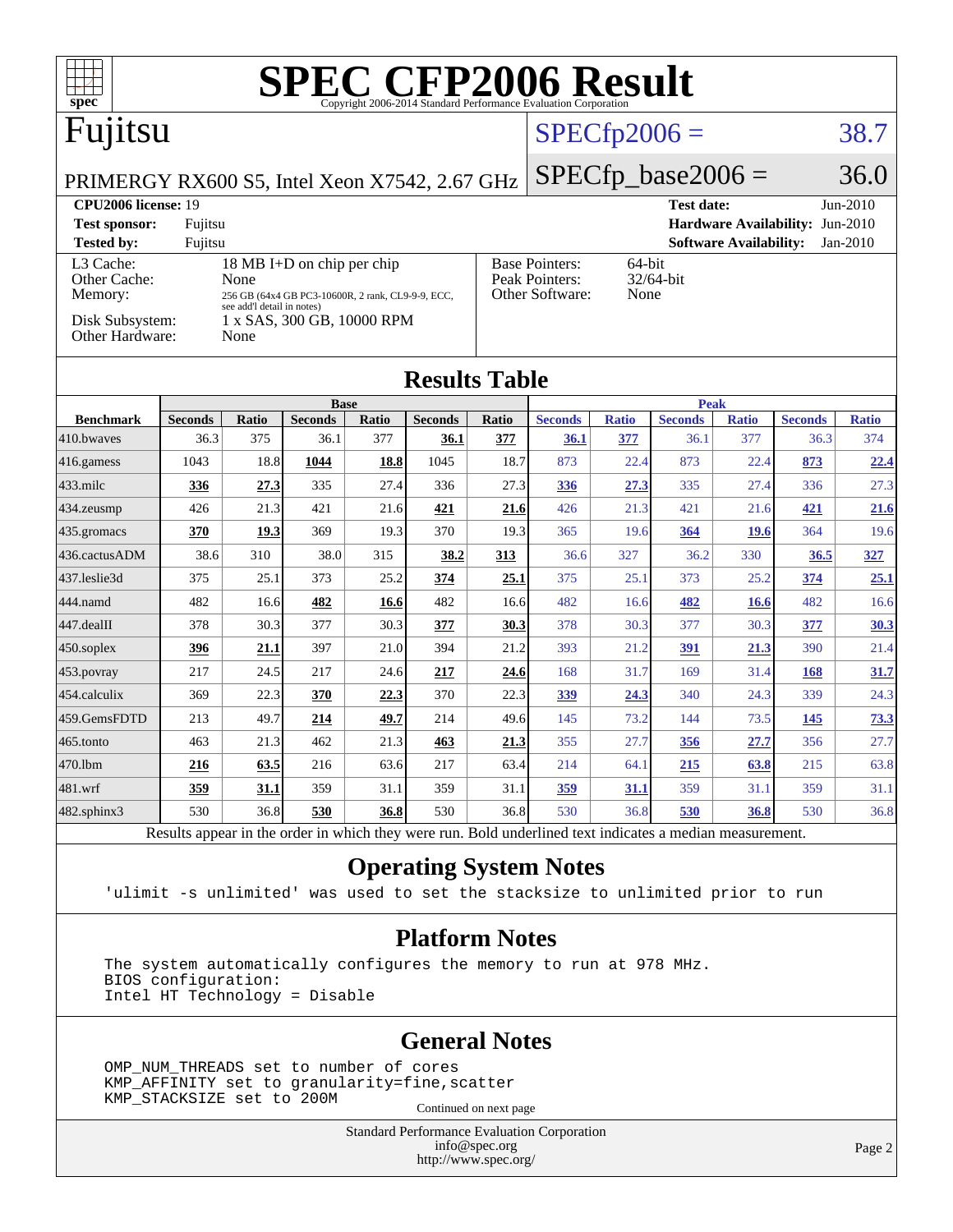# SPEC CFP2006 Result

Copyright 2006-2014 Standard Performance Evaluation Corporation

## Fujitsu

PRIMERGY RX600 S5, Intel Xeon X7542, 2.67 GHz

SPECfp2006 = 38.7

SPECfp_base2006 = 36.0

| | | | |
|---|---|---|---|
| **CPU2006 license:** 19 | | **Test date:** | Jun-2010 |
| **Test sponsor:** | Fujitsu | **Hardware Availability:** | Jun-2010 |
| **Tested by:** | Fujitsu | **Software Availability:** | Jan-2010 |

| | | | |
|---|---|---|---|
| L3 Cache: | 18 MB I+D on chip per chip | Base Pointers: | 64-bit |
| Other Cache: | None | Peak Pointers: | 32/64-bit |
| Memory: | 256 GB (64x4 GB PC3-10600R, 2 rank, CL9-9-9, ECC, see add'l detail in notes) | Other Software: | None |
| Disk Subsystem: | 1 x SAS, 300 GB, 10000 RPM | | |
| Other Hardware: | None | | |

## Results Table

| Benchmark | Base | | | | | | Peak | | | | | |
|---|---|---|---|---|---|---|---|---|---|---|---|---|
| | Seconds | Ratio | Seconds | Ratio | Seconds | Ratio | Seconds | Ratio | Seconds | Ratio | Seconds | Ratio |
| 410.bwaves | 36.3 | 375 | 36.1 | 377 | **36.1** | **377** | **36.1** | **377** | 36.1 | 377 | 36.3 | 374 |
| 416.gamess | 1043 | 18.8 | **1044** | **18.8** | 1045 | 18.7 | 873 | 22.4 | 873 | 22.4 | **873** | **22.4** |
| 433.milc | **336** | **27.3** | 335 | 27.4 | 336 | 27.3 | **336** | **27.3** | 335 | 27.4 | 336 | 27.3 |
| 434.zeusmp | 426 | 21.3 | 421 | 21.6 | **421** | **21.6** | 426 | 21.3 | 421 | 21.6 | **421** | **21.6** |
| 435.gromacs | **370** | **19.3** | 369 | 19.3 | 370 | 19.3 | 365 | 19.6 | **364** | **19.6** | 364 | 19.6 |
| 436.cactusADM | 38.6 | 310 | 38.0 | 315 | **38.2** | **313** | 36.6 | 327 | 36.2 | 330 | **36.5** | **327** |
| 437.leslie3d | 375 | 25.1 | 373 | 25.2 | **374** | **25.1** | 375 | 25.1 | 373 | 25.2 | **374** | **25.1** |
| 444.namd | 482 | 16.6 | **482** | **16.6** | 482 | 16.6 | 482 | 16.6 | **482** | **16.6** | 482 | 16.6 |
| 447.dealII | 378 | 30.3 | 377 | 30.3 | **377** | **30.3** | 378 | 30.3 | 377 | 30.3 | **377** | **30.3** |
| 450.soplex | **396** | **21.1** | 397 | 21.0 | 394 | 21.2 | 393 | 21.2 | **391** | **21.3** | 390 | 21.4 |
| 453.povray | 217 | 24.5 | 217 | 24.6 | **217** | **24.6** | 168 | 31.7 | 169 | 31.4 | **168** | **31.7** |
| 454.calculix | 369 | 22.3 | **370** | **22.3** | 370 | 22.3 | **339** | **24.3** | 340 | 24.3 | 339 | 24.3 |
| 459.GemsFDTD | 213 | 49.7 | **214** | **49.7** | 214 | 49.6 | 145 | 73.2 | 144 | 73.5 | **145** | **73.3** |
| 465.tonto | 463 | 21.3 | 462 | 21.3 | **463** | **21.3** | 355 | 27.7 | **356** | **27.7** | 356 | 27.7 |
| 470.lbm | **216** | **63.5** | 216 | 63.6 | 217 | 63.4 | 214 | 64.1 | **215** | **63.8** | 215 | 63.8 |
| 481.wrf | **359** | **31.1** | 359 | 31.1 | 359 | 31.1 | **359** | **31.1** | 359 | 31.1 | 359 | 31.1 |
| 482.sphinx3 | 530 | 36.8 | **530** | **36.8** | 530 | 36.8 | 530 | 36.8 | **530** | **36.8** | 530 | 36.8 |

Results appear in the order in which they were run. Bold underlined text indicates a median measurement.

## Operating System Notes

```
'ulimit -s unlimited' was used to set the stacksize to unlimited prior to run
```

## Platform Notes

```
The system automatically configures the memory to run at 978 MHz.
BIOS configuration:
Intel HT Technology = Disable
```

## General Notes

```
OMP_NUM_THREADS set to number of cores
KMP_AFFINITY set to granularity=fine,scatter
KMP_STACKSIZE set to 200M
```

Continued on next page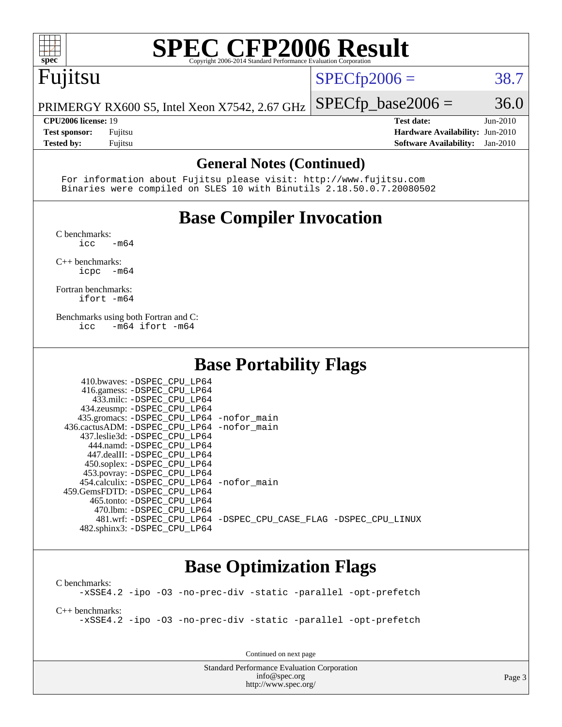# SPEC CFP2006 Result

Copyright 2006-2014 Standard Performance Evaluation Corporation

**Fujitsu**

PRIMERGY RX600 S5, Intel Xeon X7542, 2.67 GHz

SPECfp2006 = 38.7

SPECfp_base2006 = 36.0

| | | | |
|---|---|---|---|
| **CPU2006 license:** | 19 | **Test date:** | Jun-2010 |
| **Test sponsor:** | Fujitsu | **Hardware Availability:** | Jun-2010 |
| **Tested by:** | Fujitsu | **Software Availability:** | Jan-2010 |

## General Notes (Continued)

```
For information about Fujitsu please visit: http://www.fujitsu.com
Binaries were compiled on SLES 10 with Binutils 2.18.50.0.7.20080502
```

## Base Compiler Invocation

C benchmarks:
```
icc   -m64
```

C++ benchmarks:
```
icpc  -m64
```

Fortran benchmarks:
```
ifort -m64
```

Benchmarks using both Fortran and C:
```
icc   -m64 ifort -m64
```

## Base Portability Flags

| Benchmark | Flags |
|---|---|
| 410.bwaves: | -DSPEC_CPU_LP64 |
| 416.gamess: | -DSPEC_CPU_LP64 |
| 433.milc: | -DSPEC_CPU_LP64 |
| 434.zeusmp: | -DSPEC_CPU_LP64 |
| 435.gromacs: | -DSPEC_CPU_LP64 -nofor_main |
| 436.cactusADM: | -DSPEC_CPU_LP64 -nofor_main |
| 437.leslie3d: | -DSPEC_CPU_LP64 |
| 444.namd: | -DSPEC_CPU_LP64 |
| 447.dealII: | -DSPEC_CPU_LP64 |
| 450.soplex: | -DSPEC_CPU_LP64 |
| 453.povray: | -DSPEC_CPU_LP64 |
| 454.calculix: | -DSPEC_CPU_LP64 -nofor_main |
| 459.GemsFDTD: | -DSPEC_CPU_LP64 |
| 465.tonto: | -DSPEC_CPU_LP64 |
| 470.lbm: | -DSPEC_CPU_LP64 |
| 481.wrf: | -DSPEC_CPU_LP64 -DSPEC_CPU_CASE_FLAG -DSPEC_CPU_LINUX |
| 482.sphinx3: | -DSPEC_CPU_LP64 |

## Base Optimization Flags

C benchmarks:
```
-xSSE4.2 -ipo -O3 -no-prec-div -static -parallel -opt-prefetch
```

C++ benchmarks:
```
-xSSE4.2 -ipo -O3 -no-prec-div -static -parallel -opt-prefetch
```

Continued on next page

Standard Performance Evaluation Corporation
info@spec.org
http://www.spec.org/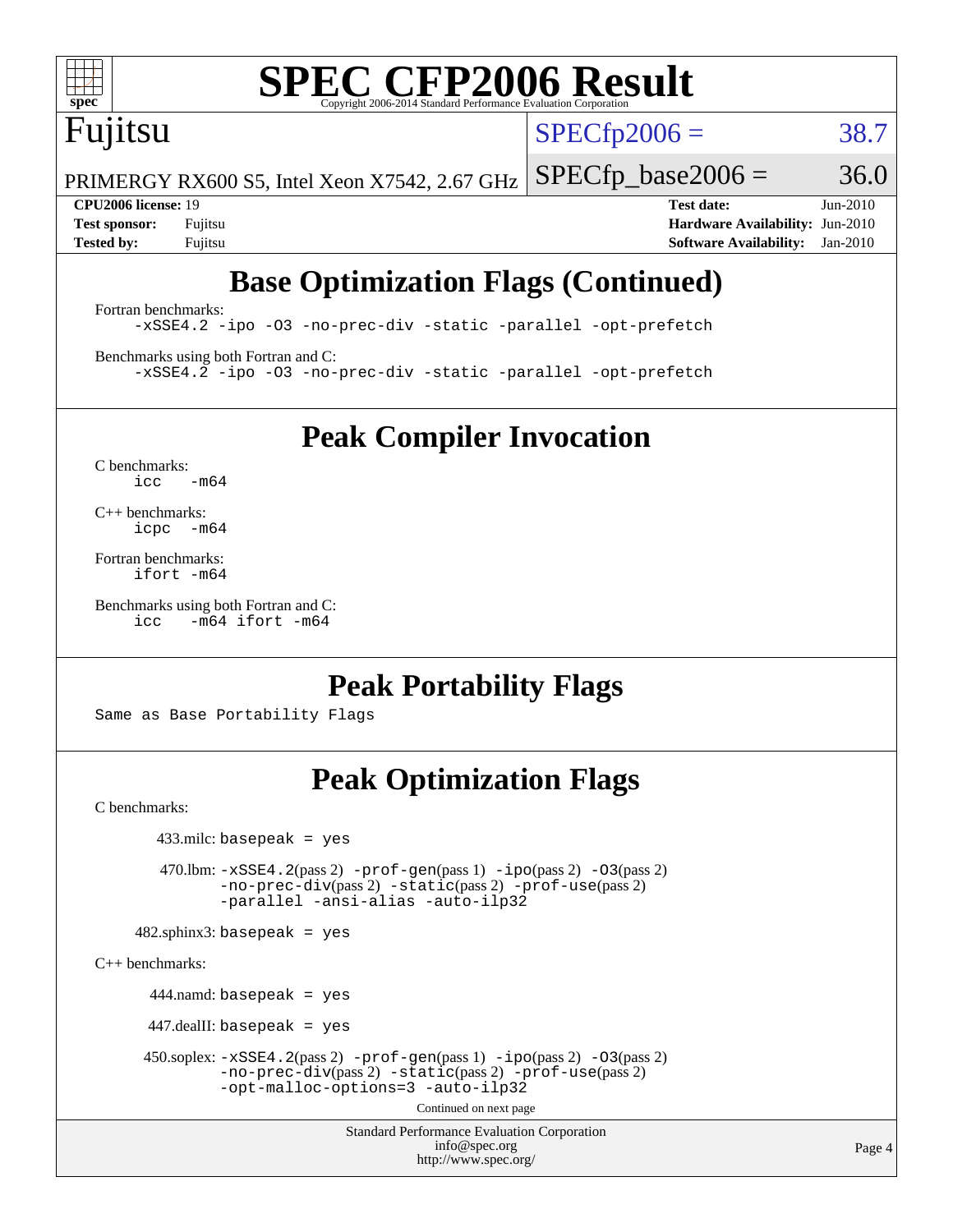# SPEC CFP2006 Result

Copyright 2006-2014 Standard Performance Evaluation Corporation

## Fujitsu

PRIMERGY RX600 S5, Intel Xeon X7542, 2.67 GHz

SPECfp2006 = 38.7

SPECfp_base2006 = 36.0

| | | | |
|---|---|---|---|
| **CPU2006 license:** | 19 | **Test date:** | Jun-2010 |
| **Test sponsor:** | Fujitsu | **Hardware Availability:** | Jun-2010 |
| **Tested by:** | Fujitsu | **Software Availability:** | Jan-2010 |

## Base Optimization Flags (Continued)

Fortran benchmarks:

```
-xSSE4.2 -ipo -O3 -no-prec-div -static -parallel -opt-prefetch
```

Benchmarks using both Fortran and C:

```
-xSSE4.2 -ipo -O3 -no-prec-div -static -parallel -opt-prefetch
```

## Peak Compiler Invocation

C benchmarks:

```
icc   -m64
```

C++ benchmarks:

```
icpc  -m64
```

Fortran benchmarks:

```
ifort -m64
```

Benchmarks using both Fortran and C:

```
icc   -m64 ifort -m64
```

## Peak Portability Flags

Same as Base Portability Flags

## Peak Optimization Flags

C benchmarks:

433.milc: `basepeak = yes`

470.lbm: `-xSSE4.2`(pass 2) `-prof-gen`(pass 1) `-ipo`(pass 2) `-O3`(pass 2) `-no-prec-div`(pass 2) `-static`(pass 2) `-prof-use`(pass 2) `-parallel -ansi-alias -auto-ilp32`

482.sphinx3: `basepeak = yes`

C++ benchmarks:

444.namd: `basepeak = yes`

447.dealII: `basepeak = yes`

450.soplex: `-xSSE4.2`(pass 2) `-prof-gen`(pass 1) `-ipo`(pass 2) `-O3`(pass 2) `-no-prec-div`(pass 2) `-static`(pass 2) `-prof-use`(pass 2) `-opt-malloc-options=3 -auto-ilp32`

Continued on next page

Standard Performance Evaluation Corporation
info@spec.org
http://www.spec.org/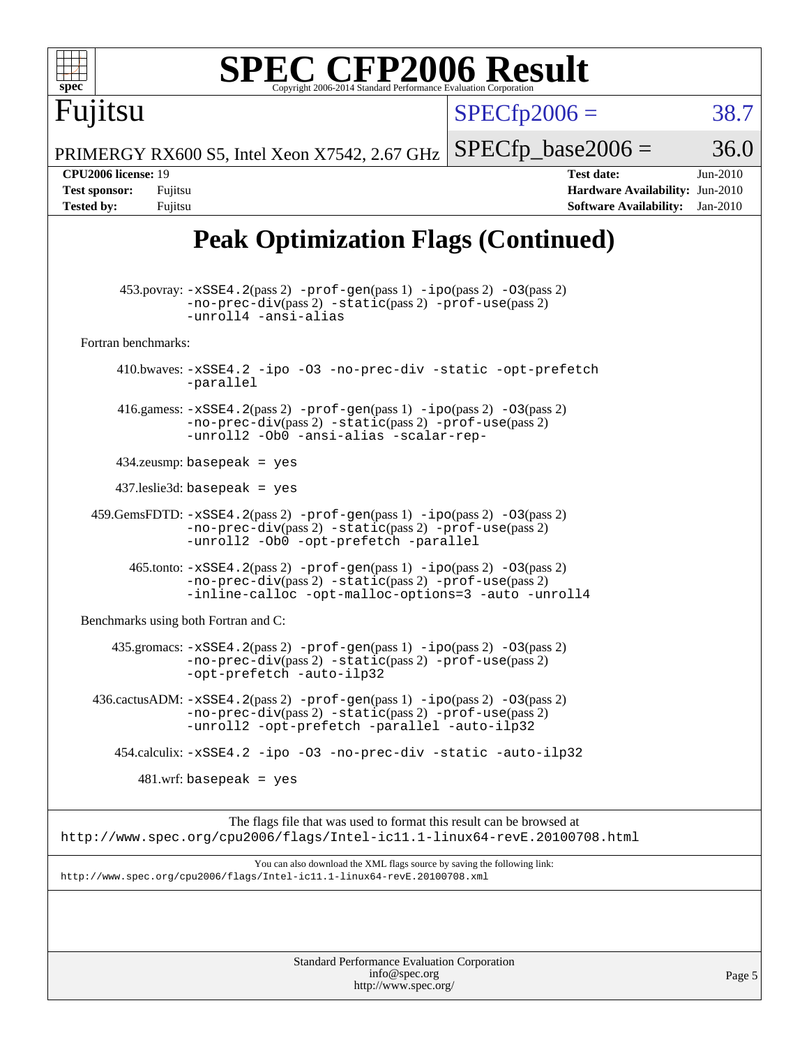# Peak Optimization Flags (Continued)

453.povray: -xSSE4.2(pass 2) -prof-gen(pass 1) -ipo(pass 2) -O3(pass 2) -no-prec-div(pass 2) -static(pass 2) -prof-use(pass 2) -unroll4 -ansi-alias

Fortran benchmarks:

410.bwaves: -xSSE4.2 -ipo -O3 -no-prec-div -static -opt-prefetch -parallel

416.gamess: -xSSE4.2(pass 2) -prof-gen(pass 1) -ipo(pass 2) -O3(pass 2) -no-prec-div(pass 2) -static(pass 2) -prof-use(pass 2) -unroll2 -Ob0 -ansi-alias -scalar-rep-

434.zeusmp: basepeak = yes

437.leslie3d: basepeak = yes

459.GemsFDTD: -xSSE4.2(pass 2) -prof-gen(pass 1) -ipo(pass 2) -O3(pass 2) -no-prec-div(pass 2) -static(pass 2) -prof-use(pass 2) -unroll2 -Ob0 -opt-prefetch -parallel

465.tonto: -xSSE4.2(pass 2) -prof-gen(pass 1) -ipo(pass 2) -O3(pass 2) -no-prec-div(pass 2) -static(pass 2) -prof-use(pass 2) -inline-calloc -opt-malloc-options=3 -auto -unroll4

Benchmarks using both Fortran and C:

435.gromacs: -xSSE4.2(pass 2) -prof-gen(pass 1) -ipo(pass 2) -O3(pass 2) -no-prec-div(pass 2) -static(pass 2) -prof-use(pass 2) -opt-prefetch -auto-ilp32

436.cactusADM: -xSSE4.2(pass 2) -prof-gen(pass 1) -ipo(pass 2) -O3(pass 2) -no-prec-div(pass 2) -static(pass 2) -prof-use(pass 2) -unroll2 -opt-prefetch -parallel -auto-ilp32

454.calculix: -xSSE4.2 -ipo -O3 -no-prec-div -static -auto-ilp32

481.wrf: basepeak = yes

The flags file that was used to format this result can be browsed at
http://www.spec.org/cpu2006/flags/Intel-ic11.1-linux64-revE.20100708.html

You can also download the XML flags source by saving the following link:
http://www.spec.org/cpu2006/flags/Intel-ic11.1-linux64-revE.20100708.xml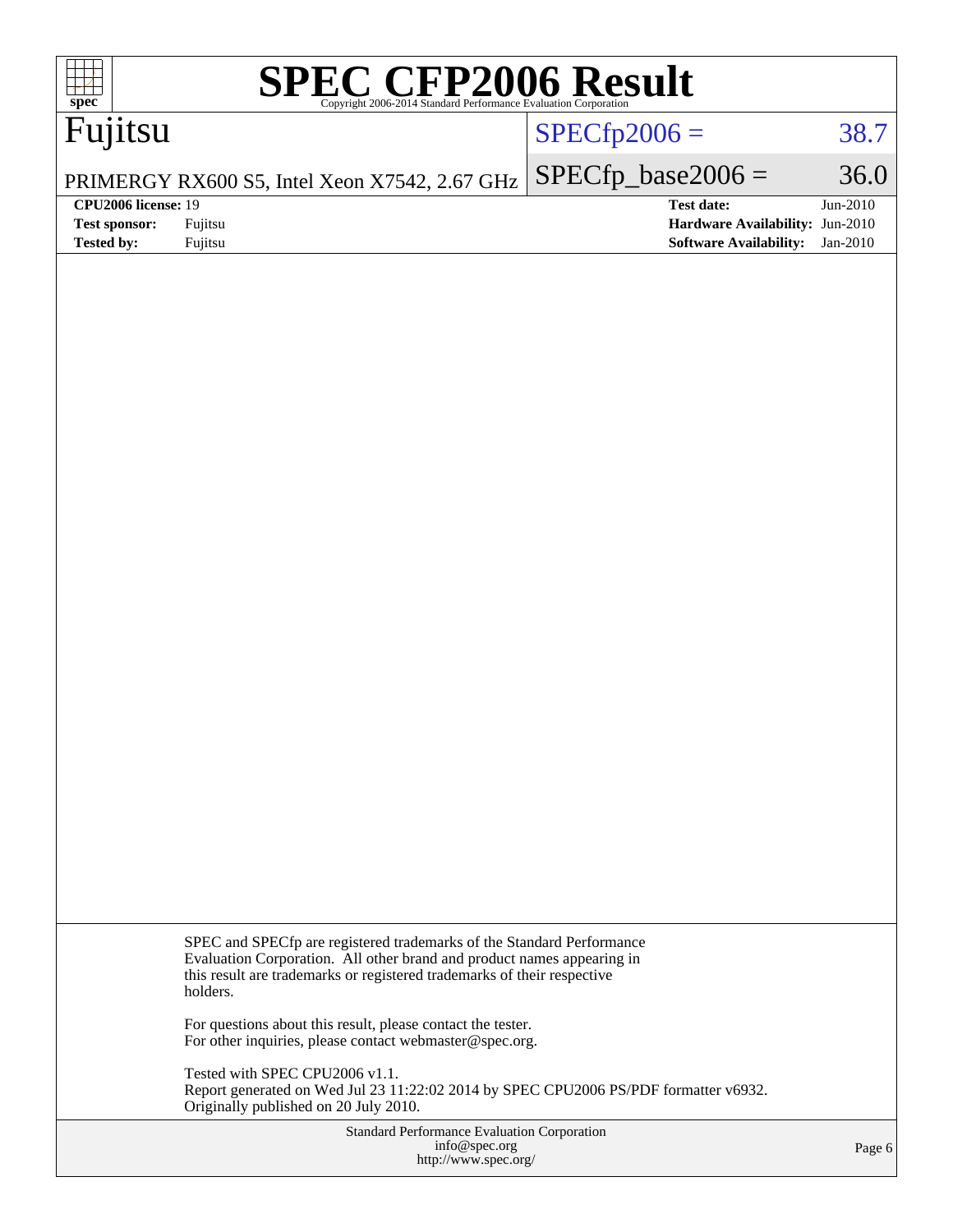SPEC and SPECfp are registered trademarks of the Standard Performance Evaluation Corporation. All other brand and product names appearing in this result are trademarks or registered trademarks of their respective holders.

For questions about this result, please contact the tester.
For other inquiries, please contact webmaster@spec.org.

Tested with SPEC CPU2006 v1.1.
Report generated on Wed Jul 23 11:22:02 2014 by SPEC CPU2006 PS/PDF formatter v6932.
Originally published on 20 July 2010.